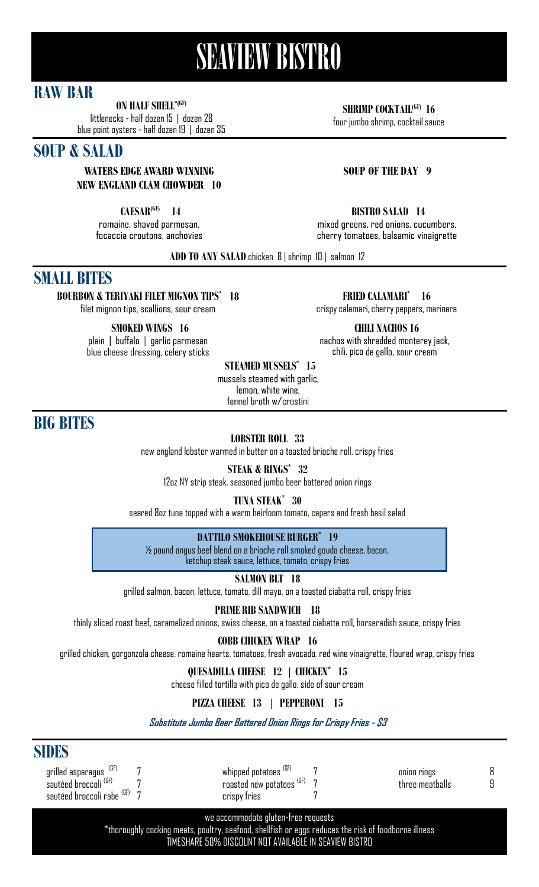# SEAVIEW BISTRO

## RAW BAR

**ON HALF SHELL*(GF)**
littlenecks - half dozen 15 | dozen 28
blue point oysters - half dozen 19 | dozen 35

**SHRIMP COCKTAIL(GF) 16**
four jumbo shrimp, cocktail sauce

## SOUP & SALAD

**WATERS EDGE AWARD WINNING NEW ENGLAND CLAM CHOWDER 10**

**SOUP OF THE DAY 9**

**CAESAR(GF) 14**
romaine, shaved parmesan, focaccia croutons, anchovies

**BISTRO SALAD 14**
mixed greens, red onions, cucumbers, cherry tomatoes, balsamic vinaigrette

**ADD TO ANY SALAD** chicken 8 | shrimp 10 | salmon 12

## SMALL BITES

**BOURBON & TERIYAKI FILET MIGNON TIPS* 18**
filet mignon tips, scallions, sour cream

**FRIED CALAMARI* 16**
crispy calamari, cherry peppers, marinara

**SMOKED WINGS 16**
plain | buffalo | garlic parmesan
blue cheese dressing, celery sticks

**CHILI NACHOS 16**
nachos with shredded monterey jack, chili, pico de gallo, sour cream

**STEAMED MUSSELS* 15**
mussels steamed with garlic, lemon, white wine, fennel broth w/crostini

## BIG BITES

**LOBSTER ROLL 33**
new england lobster warmed in butter on a toasted brioche roll, crispy fries

**STEAK & RINGS* 32**
12oz NY strip steak, seasoned jumbo beer battered onion rings

**TUNA STEAK* 30**
seared 8oz tuna topped with a warm heirloom tomato, capers and fresh basil salad

**DATTILO SMOKEHOUSE BURGER* 19**
½ pound angus beef blend on a brioche roll smoked gouda cheese, bacon, ketchup steak sauce, lettuce, tomato, crispy fries

**SALMON BLT 18**
grilled salmon, bacon, lettuce, tomato, dill mayo, on a toasted ciabatta roll, crispy fries

**PRIME RIB SANDWICH 18**
thinly sliced roast beef, caramelized onions, swiss cheese, on a toasted ciabatta roll, horseradish sauce, crispy fries

**COBB CHICKEN WRAP 16**
grilled chicken, gorgonzola cheese, romaine hearts, tomatoes, fresh avocado, red wine vinaigrette, floured wrap, crispy fries

**QUESADILLA CHEESE 12 | CHICKEN* 15**
cheese filled tortilla with pico de gallo, side of sour cream

**PIZZA CHEESE 13 | PEPPERONI 15**

***Substitute Jumbo Beer Battered Onion Rings for Crispy Fries - $3***

## SIDES

| | | | | | |
|---|---|---|---|---|---|
| grilled asparagus (GF) | 7 | whipped potatoes (GF) | 7 | onion rings | 8 |
| sautéed broccoli (GF) | 7 | roasted new potatoes (GF) | 7 | three meatballs | 9 |
| sautéed broccoli rabe (GF) | 7 | crispy fries | 7 | | |

we accommodate gluten-free requests
*thoroughly cooking meats, poultry, seafood, shellfish or eggs reduces the risk of foodborne illness
TIMESHARE 50% DISCOUNT NOT AVAILABLE IN SEAVIEW BISTRO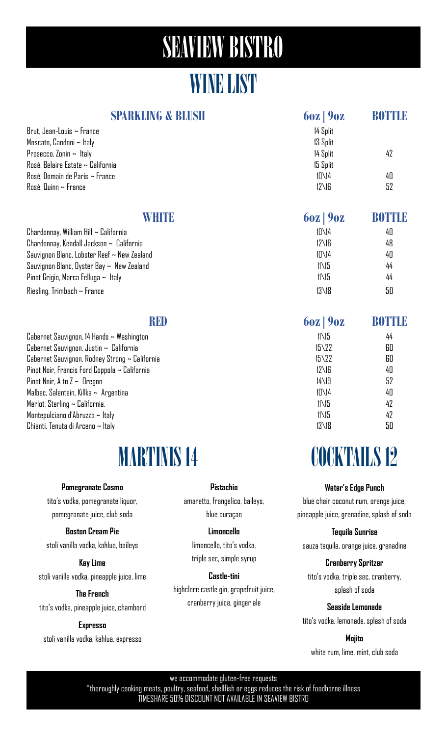# SEAVIEW BISTRO

## WINE LIST

| SPARKLING & BLUSH | 6oz \| 9oz | BOTTLE |
| --- | --- | --- |
| Brut, Jean-Louis ~ France | 14 Split | |
| Moscato, Candoni ~ Italy | 13 Split | |
| Prosecco, Zonin ~ Italy | 14 Split | 42 |
| Rosè, Belaire Estate ~ California | 15 Split | |
| Rosè, Domain de Paris ~ France | 10\14 | 40 |
| Rosè, Quinn ~ France | 12\16 | 52 |

| WHITE | 6oz \| 9oz | BOTTLE |
| --- | --- | --- |
| Chardonnay, William Hill ~ California | 10\14 | 40 |
| Chardonnay, Kendall Jackson ~ California | 12\16 | 48 |
| Sauvignon Blanc, Lobster Reef ~ New Zealand | 10\14 | 40 |
| Sauvignon Blanc, Oyster Bay ~ New Zealand | 11\15 | 44 |
| Pinot Grigio, Marca Felluga ~ Italy | 11\15 | 44 |
| Riesling, Trimbach ~ France | 13\18 | 50 |

| RED | 6oz \| 9oz | BOTTLE |
| --- | --- | --- |
| Cabernet Sauvignon, 14 Hands ~ Washington | 11\15 | 44 |
| Cabernet Sauvignon, Justin ~ California | 15\22 | 60 |
| Cabernet Sauvignon, Rodney Strong ~ California | 15\22 | 60 |
| Pinot Noir, Francis Ford Coppola ~ California | 12\16 | 40 |
| Pinot Noir, A to Z ~ Oregon | 14\19 | 52 |
| Malbec, Salentein, Killka ~ Argentina | 10\14 | 40 |
| Merlot, Sterling ~ California, | 11\15 | 42 |
| Montepulciano d'Abruzzo ~ Italy | 11\15 | 42 |
| Chianti, Tenuta di Arceno ~ Italy | 13\18 | 50 |

## MARTINIS 14

**Pomegranate Cosmo**
tito's vodka, pomegranate liquor, pomegranate juice, club soda

**Boston Cream Pie**
stoli vanilla vodka, kahlua, baileys

**Key Lime**
stoli vanilla vodka, pineapple juice, lime

**The French**
tito's vodka, pineapple juice, chambord

**Expresso**
stoli vanilla vodka, kahlua, expresso

**Pistachio**
amaretto, frangelico, baileys, blue curaçao

**Limoncello**
limoncello, tito's vodka, triple sec, simple syrup

**Castle-tini**
highclere castle gin, grapefruit juice, cranberry juice, ginger ale

## COCKTAILS 12

**Water's Edge Punch**
blue chair coconut rum, orange juice, pineapple juice, grenadine, splash of soda

**Tequila Sunrise**
sauza tequila, orange juice, grenadine

**Cranberry Spritzer**
tito's vodka, triple sec, cranberry, splash of soda

**Seaside Lemonade**
tito's vodka, lemonade, splash of soda

**Mojito**
white rum, lime, mint, club soda

we accommodate gluten-free requests
*thoroughly cooking meats, poultry, seafood, shellfish or eggs reduces the risk of foodborne illness
TIMESHARE 50% DISCOUNT NOT AVAILABLE IN SEAVIEW BISTRO